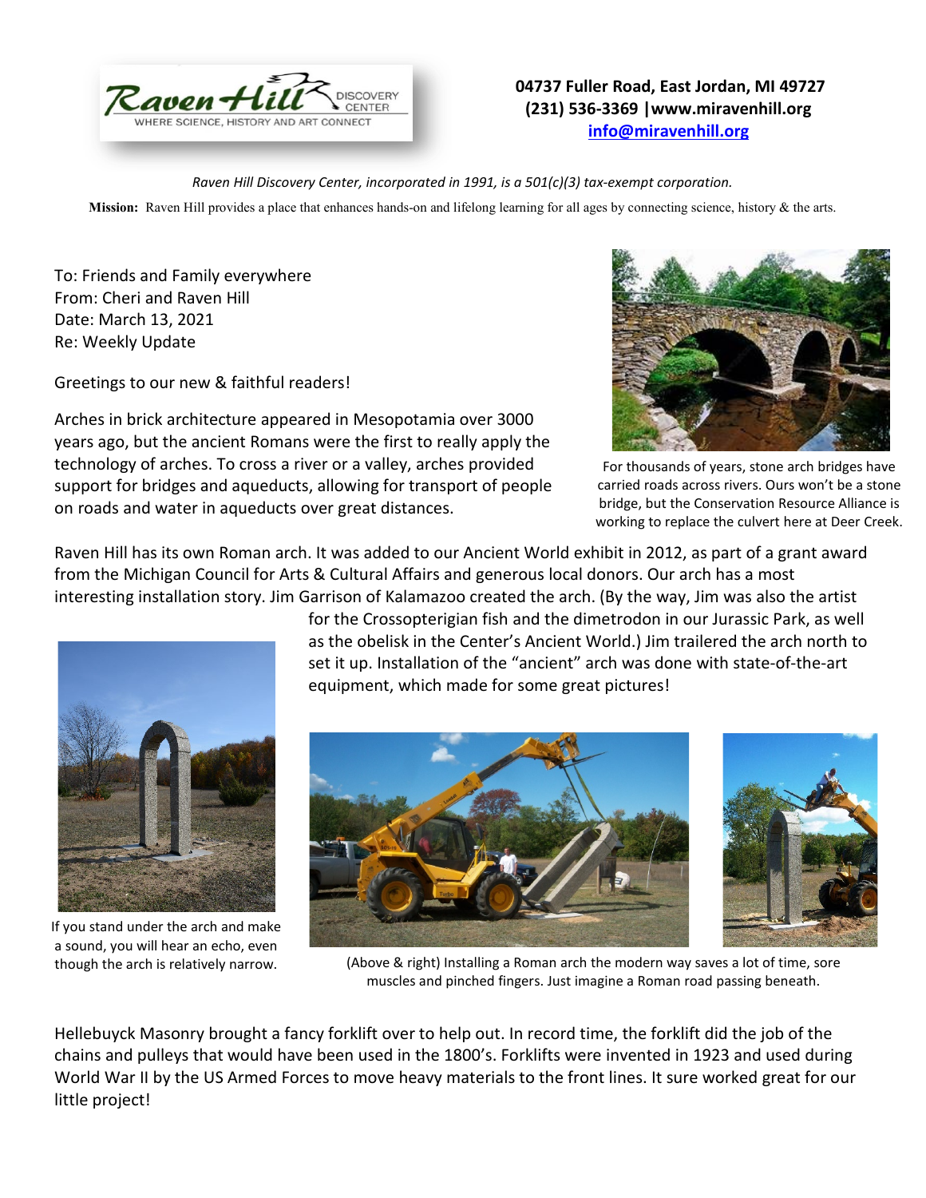Raven Hill DISCOVERY CENTER
WHERE SCIENCE, HISTORY AND ART CONNECT

**04737 Fuller Road, East Jordan, MI 49727**
**(231) 536-3369 |www.miravenhill.org**
**info@miravenhill.org**

*Raven Hill Discovery Center, incorporated in 1991, is a 501(c)(3) tax-exempt corporation.*

**Mission:** Raven Hill provides a place that enhances hands-on and lifelong learning for all ages by connecting science, history & the arts.

To: Friends and Family everywhere
From: Cheri and Raven Hill
Date: March 13, 2021
Re: Weekly Update

Greetings to our new & faithful readers!

Arches in brick architecture appeared in Mesopotamia over 3000 years ago, but the ancient Romans were the first to really apply the technology of arches. To cross a river or a valley, arches provided support for bridges and aqueducts, allowing for transport of people on roads and water in aqueducts over great distances.

For thousands of years, stone arch bridges have carried roads across rivers. Ours won't be a stone bridge, but the Conservation Resource Alliance is working to replace the culvert here at Deer Creek.

Raven Hill has its own Roman arch. It was added to our Ancient World exhibit in 2012, as part of a grant award from the Michigan Council for Arts & Cultural Affairs and generous local donors. Our arch has a most interesting installation story. Jim Garrison of Kalamazoo created the arch. (By the way, Jim was also the artist for the Crossopterigian fish and the dimetrodon in our Jurassic Park, as well as the obelisk in the Center's Ancient World.) Jim trailered the arch north to set it up. Installation of the "ancient" arch was done with state-of-the-art equipment, which made for some great pictures!

If you stand under the arch and make a sound, you will hear an echo, even though the arch is relatively narrow.

(Above & right) Installing a Roman arch the modern way saves a lot of time, sore muscles and pinched fingers. Just imagine a Roman road passing beneath.

Hellebuyck Masonry brought a fancy forklift over to help out. In record time, the forklift did the job of the chains and pulleys that would have been used in the 1800's. Forklifts were invented in 1923 and used during World War II by the US Armed Forces to move heavy materials to the front lines. It sure worked great for our little project!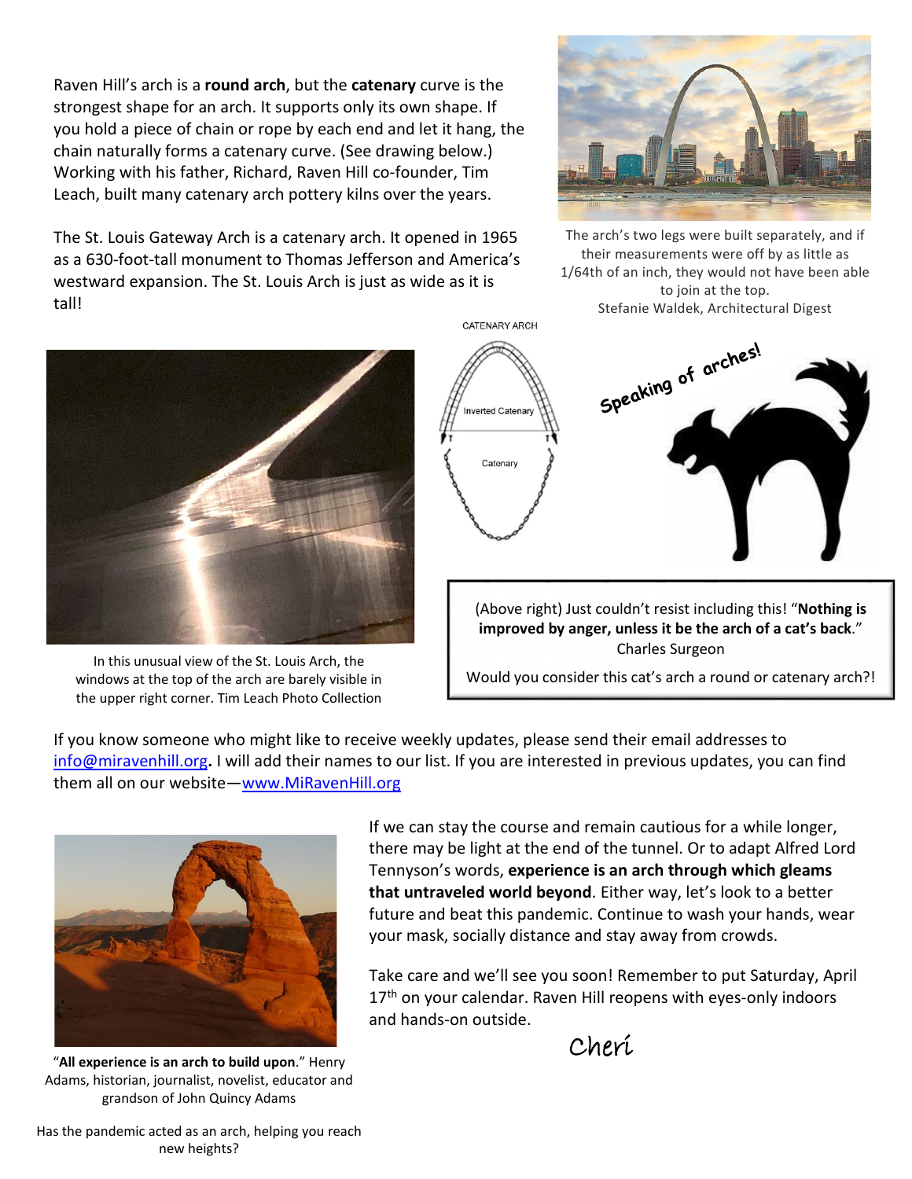Raven Hill's arch is a **round arch**, but the **catenary** curve is the strongest shape for an arch. It supports only its own shape. If you hold a piece of chain or rope by each end and let it hang, the chain naturally forms a catenary curve. (See drawing below.) Working with his father, Richard, Raven Hill co-founder, Tim Leach, built many catenary arch pottery kilns over the years.

The St. Louis Gateway Arch is a catenary arch. It opened in 1965 as a 630-foot-tall monument to Thomas Jefferson and America's westward expansion. The St. Louis Arch is just as wide as it is tall!

The arch's two legs were built separately, and if their measurements were off by as little as 1/64th of an inch, they would not have been able to join at the top.
Stefanie Waldek, Architectural Digest

In this unusual view of the St. Louis Arch, the windows at the top of the arch are barely visible in the upper right corner. Tim Leach Photo Collection

CATENARY ARCH

Inverted Catenary

Catenary

Speaking of arches!

(Above right) Just couldn't resist including this! "**Nothing is improved by anger, unless it be the arch of a cat's back**." Charles Surgeon

Would you consider this cat's arch a round or catenary arch?!

If you know someone who might like to receive weekly updates, please send their email addresses to info@miravenhill.org**.** I will add their names to our list. If you are interested in previous updates, you can find them all on our website—www.MiRavenHill.org

"**All experience is an arch to build upon**." Henry Adams, historian, journalist, novelist, educator and grandson of John Quincy Adams

Has the pandemic acted as an arch, helping you reach new heights?

If we can stay the course and remain cautious for a while longer, there may be light at the end of the tunnel. Or to adapt Alfred Lord Tennyson's words, **experience is an arch through which gleams that untraveled world beyond**. Either way, let's look to a better future and beat this pandemic. Continue to wash your hands, wear your mask, socially distance and stay away from crowds.

Take care and we'll see you soon! Remember to put Saturday, April 17th on your calendar. Raven Hill reopens with eyes-only indoors and hands-on outside.

Cheri